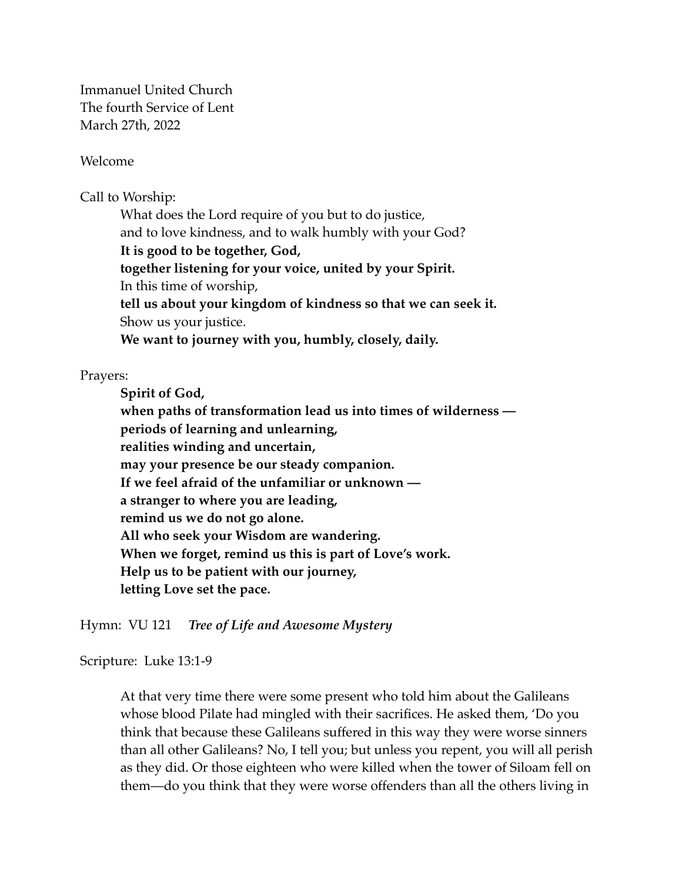Immanuel United Church
The fourth Service of Lent
March 27th, 2022

Welcome

Call to Worship:

> What does the Lord require of you but to do justice,
> and to love kindness, and to walk humbly with your God?
> **It is good to be together, God,**
> **together listening for your voice, united by your Spirit.**
> In this time of worship,
> **tell us about your kingdom of kindness so that we can seek it.**
> Show us your justice.
> **We want to journey with you, humbly, closely, daily.**

Prayers:

> **Spirit of God,**
> **when paths of transformation lead us into times of wilderness —**
> **periods of learning and unlearning,**
> **realities winding and uncertain,**
> **may your presence be our steady companion.**
> **If we feel afraid of the unfamiliar or unknown —**
> **a stranger to where you are leading,**
> **remind us we do not go alone.**
> **All who seek your Wisdom are wandering.**
> **When we forget, remind us this is part of Love's work.**
> **Help us to be patient with our journey,**
> **letting Love set the pace.**

Hymn: VU 121 ***Tree of Life and Awesome Mystery***

Scripture: Luke 13:1-9

> At that very time there were some present who told him about the Galileans whose blood Pilate had mingled with their sacrifices. He asked them, 'Do you think that because these Galileans suffered in this way they were worse sinners than all other Galileans? No, I tell you; but unless you repent, you will all perish as they did. Or those eighteen who were killed when the tower of Siloam fell on them—do you think that they were worse offenders than all the others living in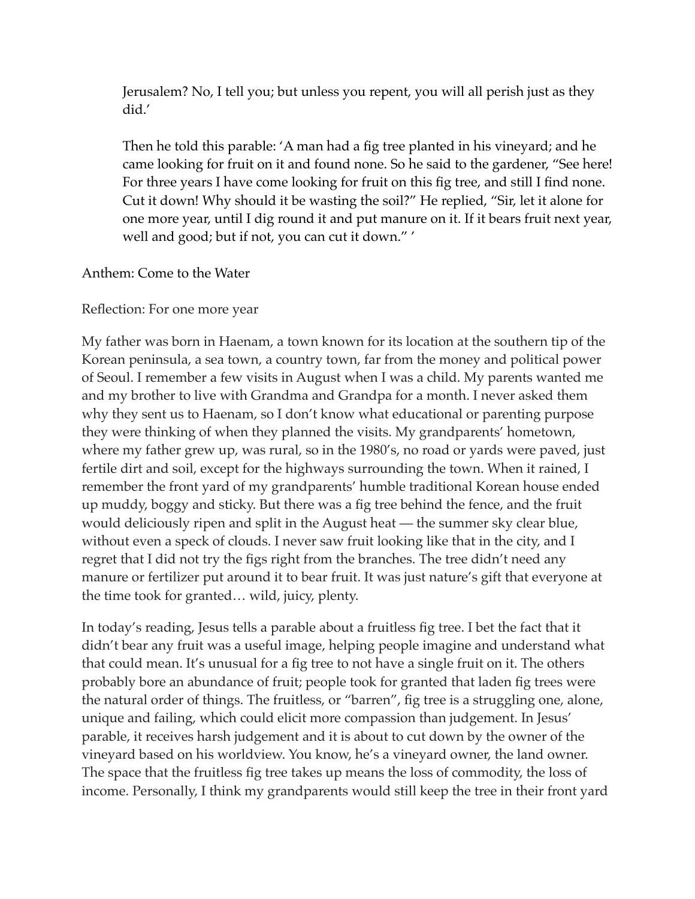> Jerusalem? No, I tell you; but unless you repent, you will all perish just as they did.'
>
> Then he told this parable: 'A man had a fig tree planted in his vineyard; and he came looking for fruit on it and found none. So he said to the gardener, "See here! For three years I have come looking for fruit on this fig tree, and still I find none. Cut it down! Why should it be wasting the soil?" He replied, "Sir, let it alone for one more year, until I dig round it and put manure on it. If it bears fruit next year, well and good; but if not, you can cut it down." '

Anthem: Come to the Water

Reflection: For one more year

My father was born in Haenam, a town known for its location at the southern tip of the Korean peninsula, a sea town, a country town, far from the money and political power of Seoul. I remember a few visits in August when I was a child. My parents wanted me and my brother to live with Grandma and Grandpa for a month. I never asked them why they sent us to Haenam, so I don't know what educational or parenting purpose they were thinking of when they planned the visits. My grandparents' hometown, where my father grew up, was rural, so in the 1980's, no road or yards were paved, just fertile dirt and soil, except for the highways surrounding the town. When it rained, I remember the front yard of my grandparents' humble traditional Korean house ended up muddy, boggy and sticky. But there was a fig tree behind the fence, and the fruit would deliciously ripen and split in the August heat — the summer sky clear blue, without even a speck of clouds. I never saw fruit looking like that in the city, and I regret that I did not try the figs right from the branches. The tree didn't need any manure or fertilizer put around it to bear fruit. It was just nature's gift that everyone at the time took for granted… wild, juicy, plenty.

In today's reading, Jesus tells a parable about a fruitless fig tree. I bet the fact that it didn't bear any fruit was a useful image, helping people imagine and understand what that could mean. It's unusual for a fig tree to not have a single fruit on it. The others probably bore an abundance of fruit; people took for granted that laden fig trees were the natural order of things. The fruitless, or "barren", fig tree is a struggling one, alone, unique and failing, which could elicit more compassion than judgement. In Jesus' parable, it receives harsh judgement and it is about to cut down by the owner of the vineyard based on his worldview. You know, he's a vineyard owner, the land owner. The space that the fruitless fig tree takes up means the loss of commodity, the loss of income. Personally, I think my grandparents would still keep the tree in their front yard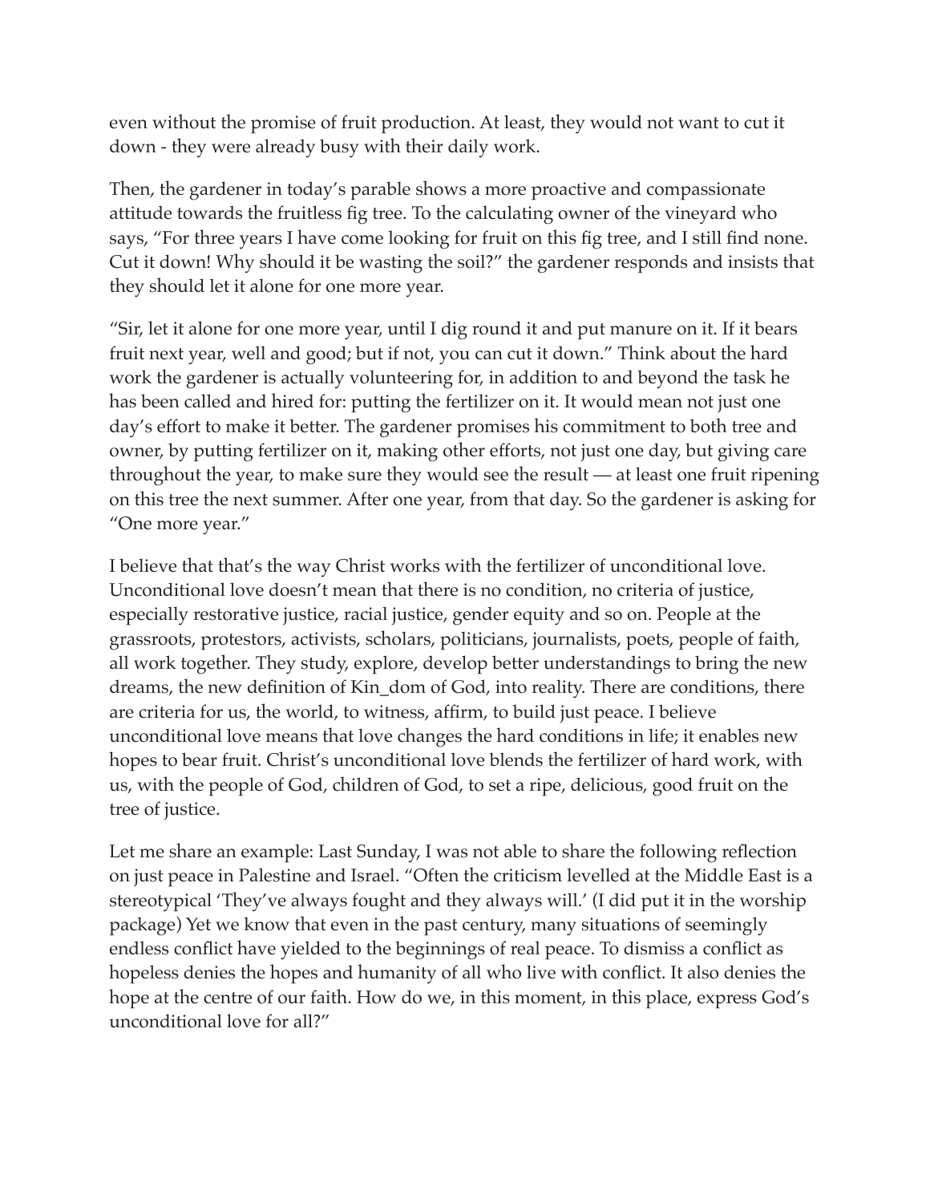even without the promise of fruit production. At least, they would not want to cut it down - they were already busy with their daily work.

Then, the gardener in today's parable shows a more proactive and compassionate attitude towards the fruitless fig tree. To the calculating owner of the vineyard who says, "For three years I have come looking for fruit on this fig tree, and I still find none. Cut it down! Why should it be wasting the soil?" the gardener responds and insists that they should let it alone for one more year.

"Sir, let it alone for one more year, until I dig round it and put manure on it. If it bears fruit next year, well and good; but if not, you can cut it down." Think about the hard work the gardener is actually volunteering for, in addition to and beyond the task he has been called and hired for: putting the fertilizer on it. It would mean not just one day's effort to make it better. The gardener promises his commitment to both tree and owner, by putting fertilizer on it, making other efforts, not just one day, but giving care throughout the year, to make sure they would see the result — at least one fruit ripening on this tree the next summer. After one year, from that day. So the gardener is asking for "One more year."

I believe that that's the way Christ works with the fertilizer of unconditional love. Unconditional love doesn't mean that there is no condition, no criteria of justice, especially restorative justice, racial justice, gender equity and so on. People at the grassroots, protestors, activists, scholars, politicians, journalists, poets, people of faith, all work together. They study, explore, develop better understandings to bring the new dreams, the new definition of Kin_dom of God, into reality. There are conditions, there are criteria for us, the world, to witness, affirm, to build just peace. I believe unconditional love means that love changes the hard conditions in life; it enables new hopes to bear fruit. Christ's unconditional love blends the fertilizer of hard work, with us, with the people of God, children of God, to set a ripe, delicious, good fruit on the tree of justice.

Let me share an example: Last Sunday, I was not able to share the following reflection on just peace in Palestine and Israel. "Often the criticism levelled at the Middle East is a stereotypical 'They've always fought and they always will.' (I did put it in the worship package) Yet we know that even in the past century, many situations of seemingly endless conflict have yielded to the beginnings of real peace. To dismiss a conflict as hopeless denies the hopes and humanity of all who live with conflict. It also denies the hope at the centre of our faith. How do we, in this moment, in this place, express God's unconditional love for all?"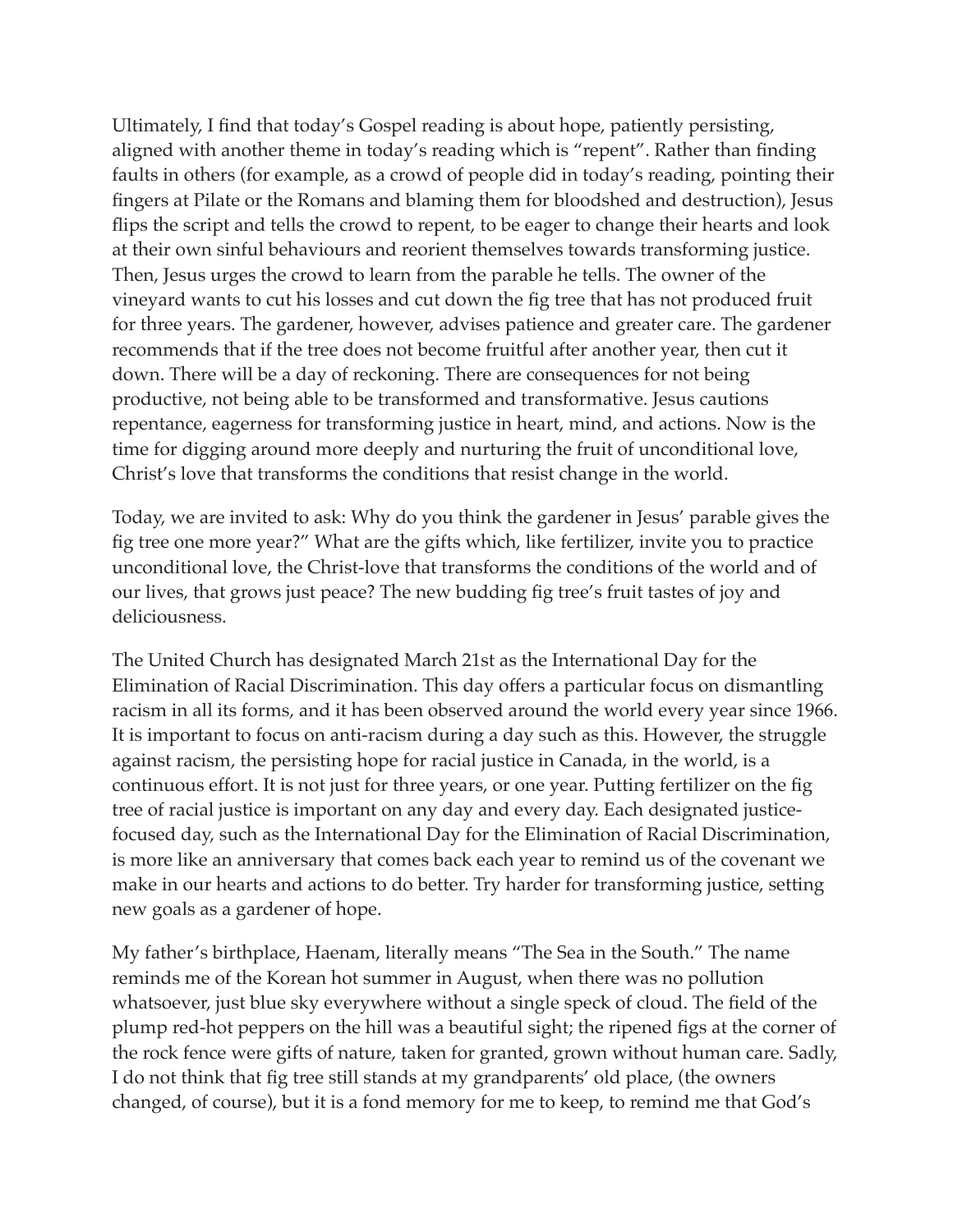Ultimately, I find that today's Gospel reading is about hope, patiently persisting, aligned with another theme in today's reading which is "repent". Rather than finding faults in others (for example, as a crowd of people did in today's reading, pointing their fingers at Pilate or the Romans and blaming them for bloodshed and destruction), Jesus flips the script and tells the crowd to repent, to be eager to change their hearts and look at their own sinful behaviours and reorient themselves towards transforming justice. Then, Jesus urges the crowd to learn from the parable he tells. The owner of the vineyard wants to cut his losses and cut down the fig tree that has not produced fruit for three years. The gardener, however, advises patience and greater care. The gardener recommends that if the tree does not become fruitful after another year, then cut it down. There will be a day of reckoning. There are consequences for not being productive, not being able to be transformed and transformative. Jesus cautions repentance, eagerness for transforming justice in heart, mind, and actions. Now is the time for digging around more deeply and nurturing the fruit of unconditional love, Christ's love that transforms the conditions that resist change in the world.

Today, we are invited to ask: Why do you think the gardener in Jesus' parable gives the fig tree one more year?" What are the gifts which, like fertilizer, invite you to practice unconditional love, the Christ-love that transforms the conditions of the world and of our lives, that grows just peace? The new budding fig tree's fruit tastes of joy and deliciousness.

The United Church has designated March 21st as the International Day for the Elimination of Racial Discrimination. This day offers a particular focus on dismantling racism in all its forms, and it has been observed around the world every year since 1966. It is important to focus on anti-racism during a day such as this. However, the struggle against racism, the persisting hope for racial justice in Canada, in the world, is a continuous effort. It is not just for three years, or one year. Putting fertilizer on the fig tree of racial justice is important on any day and every day. Each designated justice-focused day, such as the International Day for the Elimination of Racial Discrimination, is more like an anniversary that comes back each year to remind us of the covenant we make in our hearts and actions to do better. Try harder for transforming justice, setting new goals as a gardener of hope.

My father's birthplace, Haenam, literally means "The Sea in the South." The name reminds me of the Korean hot summer in August, when there was no pollution whatsoever, just blue sky everywhere without a single speck of cloud. The field of the plump red-hot peppers on the hill was a beautiful sight; the ripened figs at the corner of the rock fence were gifts of nature, taken for granted, grown without human care. Sadly, I do not think that fig tree still stands at my grandparents' old place, (the owners changed, of course), but it is a fond memory for me to keep, to remind me that God's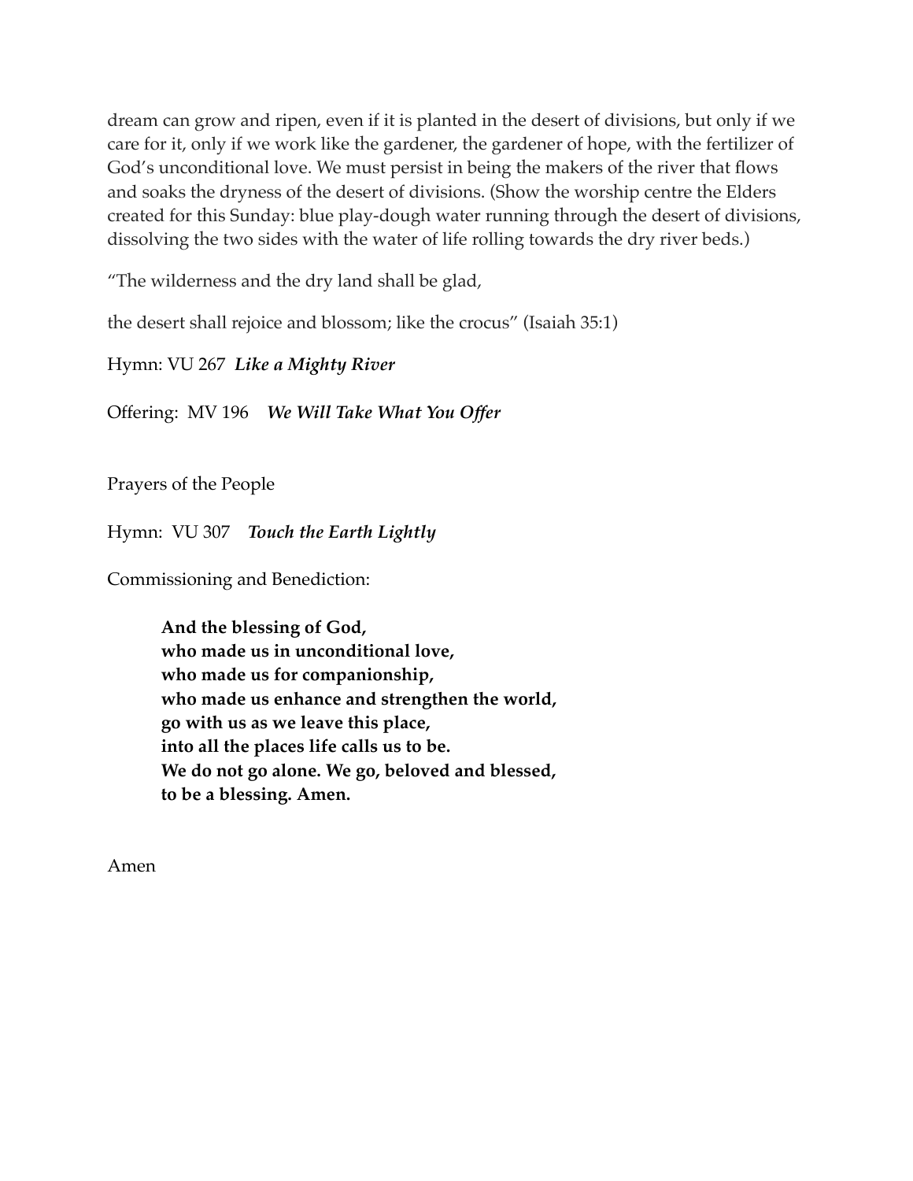dream can grow and ripen, even if it is planted in the desert of divisions, but only if we care for it, only if we work like the gardener, the gardener of hope, with the fertilizer of God's unconditional love. We must persist in being the makers of the river that flows and soaks the dryness of the desert of divisions. (Show the worship centre the Elders created for this Sunday: blue play-dough water running through the desert of divisions, dissolving the two sides with the water of life rolling towards the dry river beds.)

"The wilderness and the dry land shall be glad,

the desert shall rejoice and blossom; like the crocus" (Isaiah 35:1)

Hymn: VU 267 ***Like a Mighty River***

Offering: MV 196 ***We Will Take What You Offer***

Prayers of the People

Hymn: VU 307 ***Touch the Earth Lightly***

Commissioning and Benediction:

> **And the blessing of God,**
> **who made us in unconditional love,**
> **who made us for companionship,**
> **who made us enhance and strengthen the world,**
> **go with us as we leave this place,**
> **into all the places life calls us to be.**
> **We do not go alone. We go, beloved and blessed,**
> **to be a blessing. Amen.**

Amen